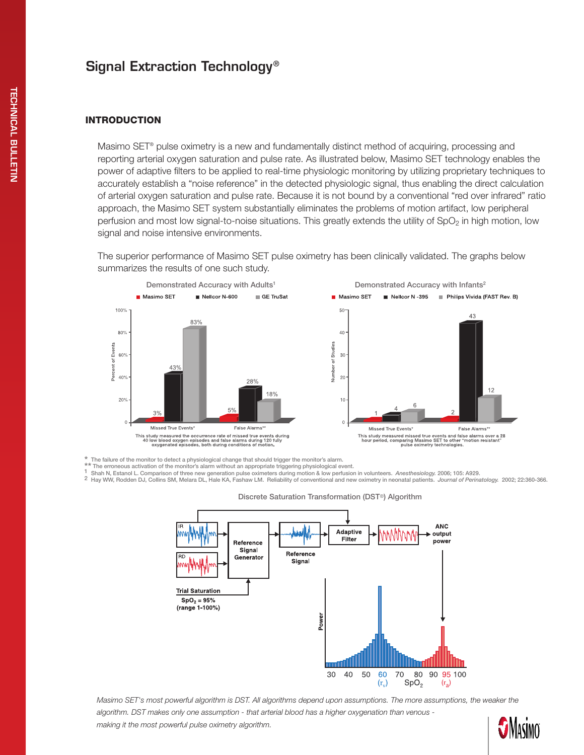# Signal Extraction Technology®

## INTRODUCTION

Masimo SET® pulse oximetry is a new and fundamentally distinct method of acquiring, processing and reporting arterial oxygen saturation and pulse rate. As illustrated below, Masimo SET technology enables the power of adaptive filters to be applied to real-time physiologic monitoring by utilizing proprietary techniques to accurately establish a "noise reference" in the detected physiologic signal, thus enabling the direct calculation of arterial oxygen saturation and pulse rate. Because it is not bound by a conventional "red over infrared" ratio approach, the Masimo SET system substantially eliminates the problems of motion artifact, low peripheral perfusion and most low signal-to-noise situations. This greatly extends the utility of $SpO_2$ in high motion, low signal and noise intensive environments.

The superior performance of Masimo SET pulse oximetry has been clinically validated. The graphs below summarizes the results of one such study.

**Demonstrated Accuracy with Adults[1]**

| Percent of Events | Masimo SET | Nellcor N-600 | GE TruSat |
|---|---|---|---|
| Missed True Events* | 3% | 43% | 83% |
| False Alarms** | 5% | 28% | 18% |

This study measured the occurrence rate of missed true events during 40 low blood oxygen episodes and false alarms during 120 fully oxygenated episodes, both during conditions of motion.

**Demonstrated Accuracy with Infants[2]**

| Number of Studies | Masimo SET | Nellcor N -395 | Philips Vivida (FAST Rev. B) |
|---|---|---|---|
| Missed True Events* | 1 | 4 | 6 |
| False Alarms** | 2 | 43 | 12 |

This study measured missed true events and false alarms over a 28 hour period, comparing Masimo SET to other "motion resistant" pulse oximetry technologies.

\* The failure of the monitor to detect a physiological change that should trigger the monitor's alarm.
\*\* The erroneous activation of the monitor's alarm without an appropriate triggering physiological event.
1 Shah N, Estanol L. Comparison of three new generation pulse oximeters during motion & low perfusion in volunteers. *Anesthesiology.* 2006; 105: A929.
2 Hay WW, Rodden DJ, Collins SM, Melara DL, Hale KA, Fashaw LM. Reliability of conventional and new oximetry in neonatal patients. *Journal of Perinatology.* 2002; 22:360-366.

**Discrete Saturation Transformation (DST®) Algorithm**

IR, RD → Reference Signal Generator (Trial Saturation $SpO_2$ = 95% (range 1-100%)) → Reference Signal → Adaptive Filter → ANC output power

Power vs. $SpO_2$: 30, 40, 50, 60 ($r_v$), 70, 80, 90, 95 ($r_a$), 100

*Masimo SET's most powerful algorithm is DST. All algorithms depend upon assumptions. The more assumptions, the weaker the algorithm. DST makes only one assumption - that arterial blood has a higher oxygenation than venous - making it the most powerful pulse oximetry algorithm.*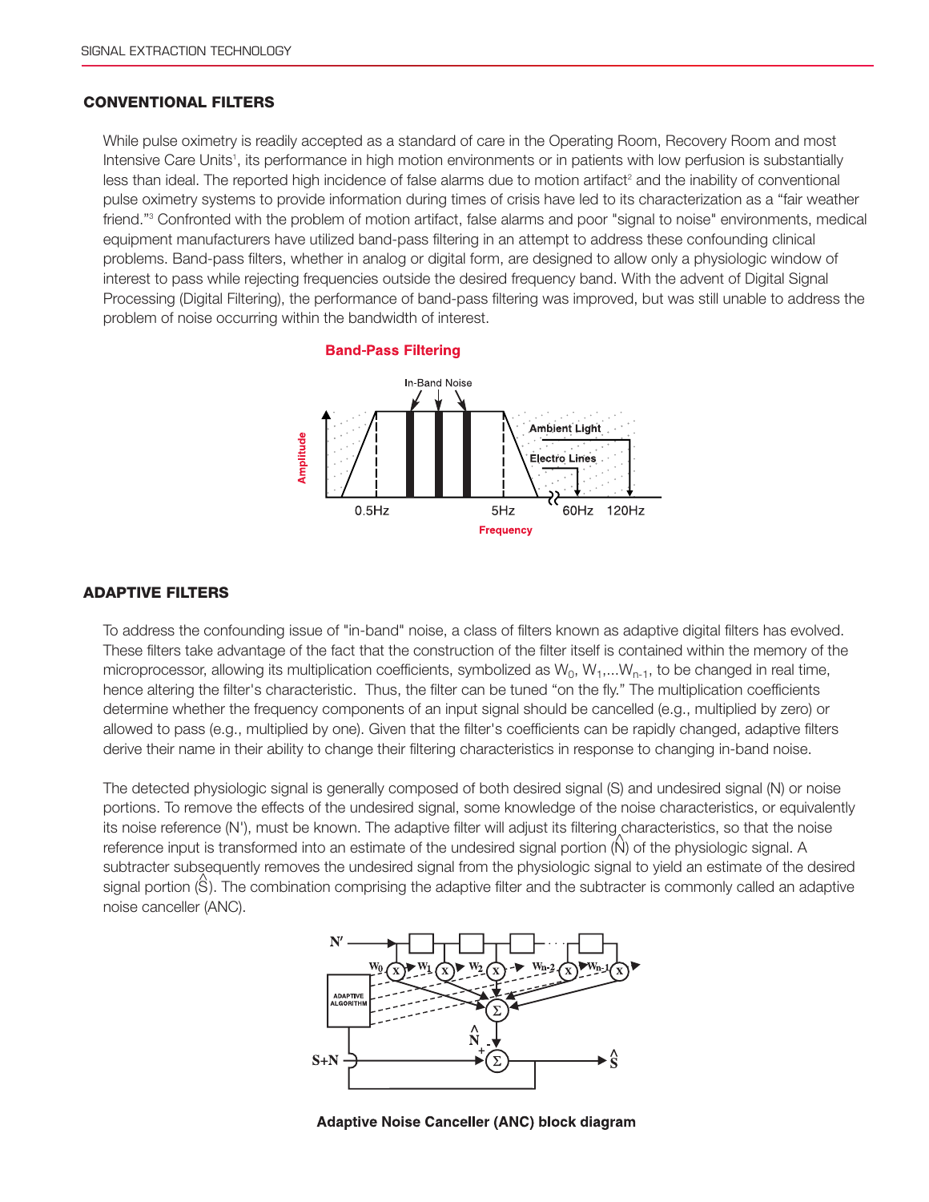## CONVENTIONAL FILTERS

While pulse oximetry is readily accepted as a standard of care in the Operating Room, Recovery Room and most Intensive Care Units[1], its performance in high motion environments or in patients with low perfusion is substantially less than ideal. The reported high incidence of false alarms due to motion artifact[2] and the inability of conventional pulse oximetry systems to provide information during times of crisis have led to its characterization as a "fair weather friend."[3] Confronted with the problem of motion artifact, false alarms and poor "signal to noise" environments, medical equipment manufacturers have utilized band-pass filtering in an attempt to address these confounding clinical problems. Band-pass filters, whether in analog or digital form, are designed to allow only a physiologic window of interest to pass while rejecting frequencies outside the desired frequency band. With the advent of Digital Signal Processing (Digital Filtering), the performance of band-pass filtering was improved, but was still unable to address the problem of noise occurring within the bandwidth of interest.

**Band-Pass Filtering**

## ADAPTIVE FILTERS

To address the confounding issue of "in-band" noise, a class of filters known as adaptive digital filters has evolved. These filters take advantage of the fact that the construction of the filter itself is contained within the memory of the microprocessor, allowing its multiplication coefficients, symbolized as $W_0$, $W_1$,...$W_{n-1}$, to be changed in real time, hence altering the filter's characteristic. Thus, the filter can be tuned "on the fly." The multiplication coefficients determine whether the frequency components of an input signal should be cancelled (e.g., multiplied by zero) or allowed to pass (e.g., multiplied by one). Given that the filter's coefficients can be rapidly changed, adaptive filters derive their name in their ability to change their filtering characteristics in response to changing in-band noise.

The detected physiologic signal is generally composed of both desired signal (S) and undesired signal (N) or noise portions. To remove the effects of the undesired signal, some knowledge of the noise characteristics, or equivalently its noise reference (N'), must be known. The adaptive filter will adjust its filtering characteristics, so that the noise reference input is transformed into an estimate of the undesired signal portion ($\hat{N}$) of the physiologic signal. A subtracter subsequently removes the undesired signal from the physiologic signal to yield an estimate of the desired signal portion ($\hat{S}$). The combination comprising the adaptive filter and the subtracter is commonly called an adaptive noise canceller (ANC).

**Adaptive Noise Canceller (ANC) block diagram**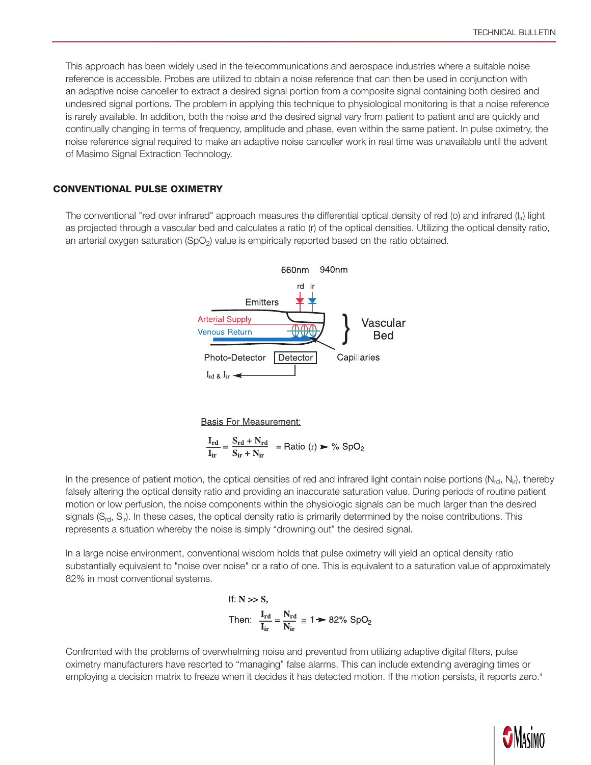This approach has been widely used in the telecommunications and aerospace industries where a suitable noise reference is accessible. Probes are utilized to obtain a noise reference that can then be used in conjunction with an adaptive noise canceller to extract a desired signal portion from a composite signal containing both desired and undesired signal portions. The problem in applying this technique to physiological monitoring is that a noise reference is rarely available. In addition, both the noise and the desired signal vary from patient to patient and are quickly and continually changing in terms of frequency, amplitude and phase, even within the same patient. In pulse oximetry, the noise reference signal required to make an adaptive noise canceller work in real time was unavailable until the advent of Masimo Signal Extraction Technology.

## CONVENTIONAL PULSE OXIMETRY

The conventional "red over infrared" approach measures the differential optical density of red (o) and infrared ($I_{ir}$) light as projected through a vascular bed and calculates a ratio (r) of the optical densities. Utilizing the optical density ratio, an arterial oxygen saturation ($SpO_2$) value is empirically reported based on the ratio obtained.

660nm 940nm

rd ir

Emitters

Arterial Supply

Venous Return

Vascular Bed

Photo-Detector Detector

Capillaries

$I_{rd}$ & $I_{ir}$

Basis For Measurement:

$$\frac{I_{rd}}{I_{ir}} = \frac{S_{rd} + N_{rd}}{S_{ir} + N_{ir}} = \text{Ratio (r)} \rightarrow \%\ SpO_2$$

In the presence of patient motion, the optical densities of red and infrared light contain noise portions ($N_{rd}$, $N_{ir}$), thereby falsely altering the optical density ratio and providing an inaccurate saturation value. During periods of routine patient motion or low perfusion, the noise components within the physiologic signals can be much larger than the desired signals ($S_{rd}$, $S_{ir}$). In these cases, the optical density ratio is primarily determined by the noise contributions. This represents a situation whereby the noise is simply “drowning out” the desired signal.

In a large noise environment, conventional wisdom holds that pulse oximetry will yield an optical density ratio substantially equivalent to "noise over noise" or a ratio of one. This is equivalent to a saturation value of approximately 82% in most conventional systems.

$$\text{If: } N >> S,$$

$$\text{Then: } \frac{I_{rd}}{I_{ir}} = \frac{N_{rd}}{N_{ir}} \cong 1 \rightarrow 82\%\ SpO_2$$

Confronted with the problems of overwhelming noise and prevented from utilizing adaptive digital filters, pulse oximetry manufacturers have resorted to “managing” false alarms. This can include extending averaging times or employing a decision matrix to freeze when it decides it has detected motion. If the motion persists, it reports zero.[4]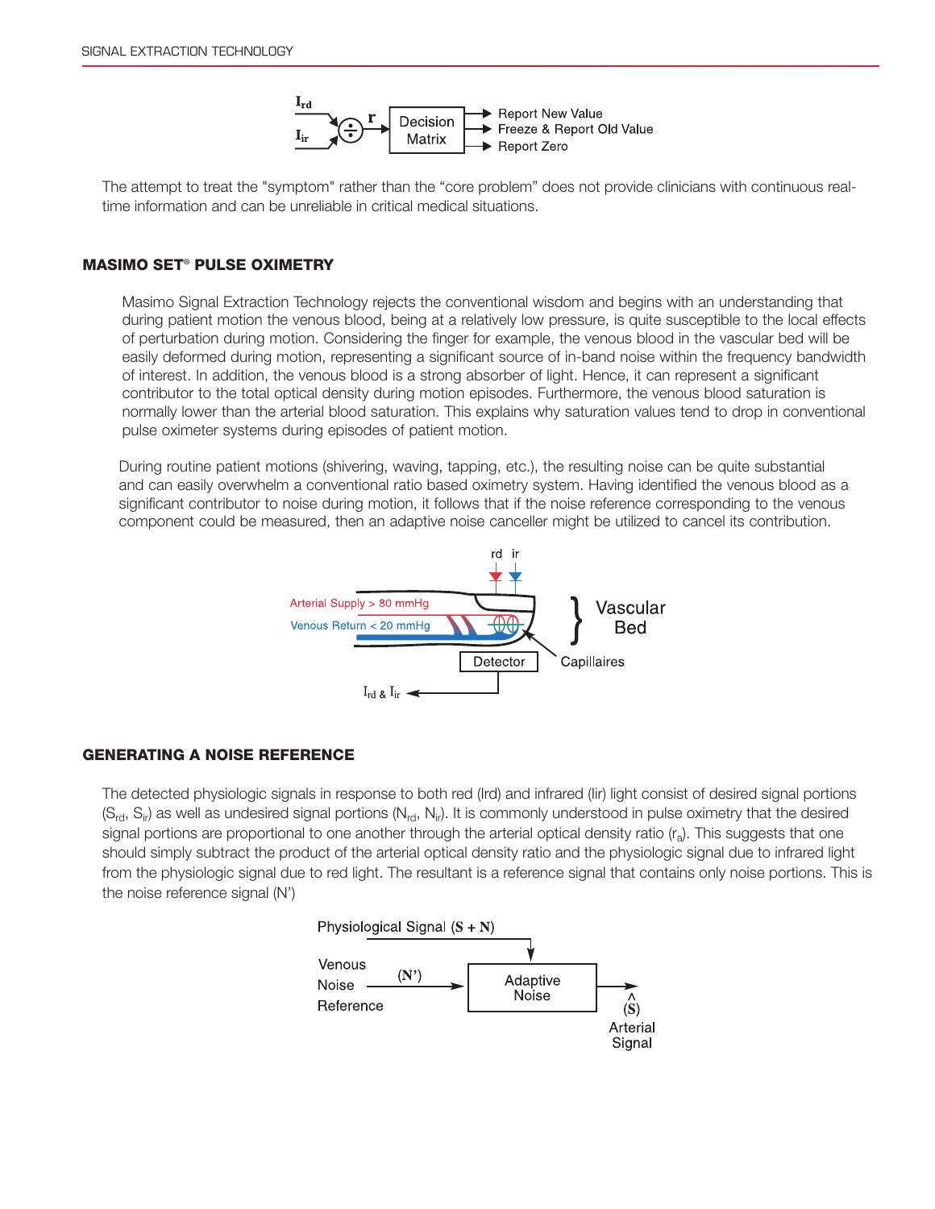The attempt to treat the "symptom" rather than the "core problem" does not provide clinicians with continuous real-time information and can be unreliable in critical medical situations.

## MASIMO SET® PULSE OXIMETRY

Masimo Signal Extraction Technology rejects the conventional wisdom and begins with an understanding that during patient motion the venous blood, being at a relatively low pressure, is quite susceptible to the local effects of perturbation during motion. Considering the finger for example, the venous blood in the vascular bed will be easily deformed during motion, representing a significant source of in-band noise within the frequency bandwidth of interest. In addition, the venous blood is a strong absorber of light. Hence, it can represent a significant contributor to the total optical density during motion episodes. Furthermore, the venous blood saturation is normally lower than the arterial blood saturation. This explains why saturation values tend to drop in conventional pulse oximeter systems during episodes of patient motion.

During routine patient motions (shivering, waving, tapping, etc.), the resulting noise can be quite substantial and can easily overwhelm a conventional ratio based oximetry system. Having identified the venous blood as a significant contributor to noise during motion, it follows that if the noise reference corresponding to the venous component could be measured, then an adaptive noise canceller might be utilized to cancel its contribution.

## GENERATING A NOISE REFERENCE

The detected physiologic signals in response to both red (Ird) and infrared (Iir) light consist of desired signal portions ($S_{rd}$, $S_{ir}$) as well as undesired signal portions ($N_{rd}$, $N_{ir}$). It is commonly understood in pulse oximetry that the desired signal portions are proportional to one another through the arterial optical density ratio ($r_a$). This suggests that one should simply subtract the product of the arterial optical density ratio and the physiologic signal due to infrared light from the physiologic signal due to red light. The resultant is a reference signal that contains only noise portions. This is the noise reference signal (N')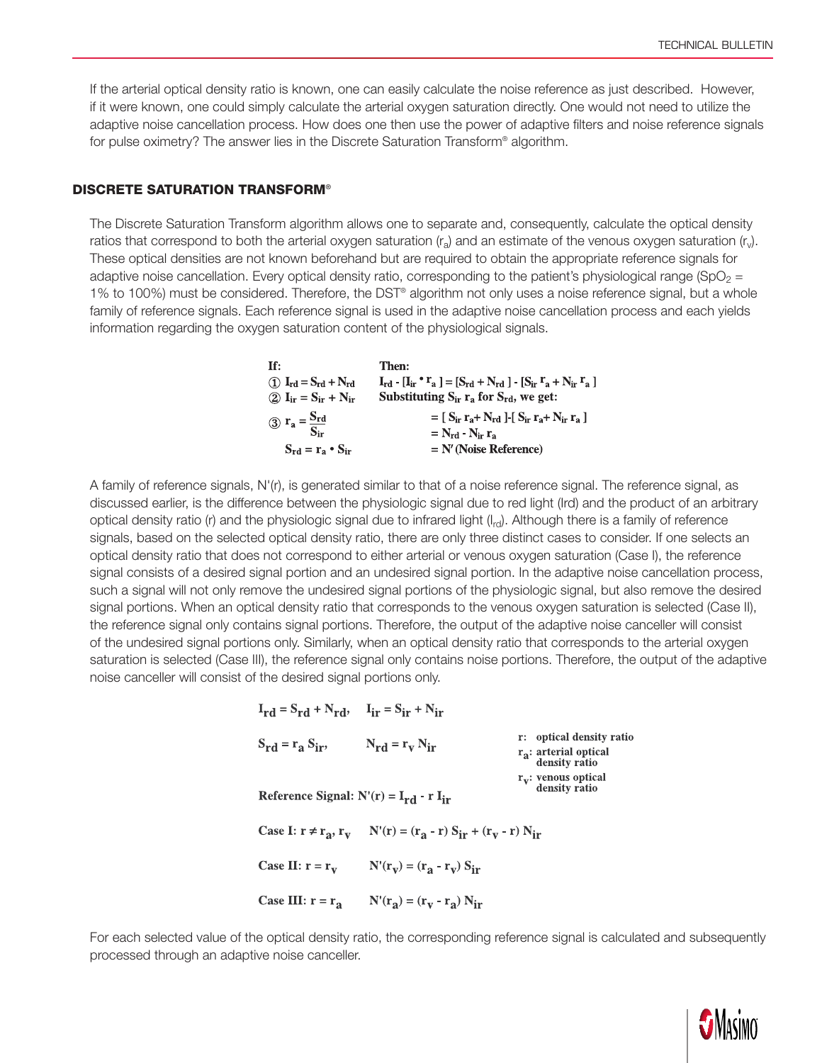If the arterial optical density ratio is known, one can easily calculate the noise reference as just described. However, if it were known, one could simply calculate the arterial oxygen saturation directly. One would not need to utilize the adaptive noise cancellation process. How does one then use the power of adaptive filters and noise reference signals for pulse oximetry? The answer lies in the Discrete Saturation Transform® algorithm.

## DISCRETE SATURATION TRANSFORM®

The Discrete Saturation Transform algorithm allows one to separate and, consequently, calculate the optical density ratios that correspond to both the arterial oxygen saturation ($r_a$) and an estimate of the venous oxygen saturation ($r_v$). These optical densities are not known beforehand but are required to obtain the appropriate reference signals for adaptive noise cancellation. Every optical density ratio, corresponding to the patient's physiological range ($SpO_2$ = 1% to 100%) must be considered. Therefore, the DST® algorithm not only uses a noise reference signal, but a whole family of reference signals. Each reference signal is used in the adaptive noise cancellation process and each yields information regarding the oxygen saturation content of the physiological signals.

**If:**

① $I_{rd} = S_{rd} + N_{rd}$

② $I_{ir} = S_{ir} + N_{ir}$

③ $r_a = \dfrac{S_{rd}}{S_{ir}}$

$S_{rd} = r_a \bullet S_{ir}$

**Then:**

$$I_{rd} - [I_{ir} \bullet r_a] = [S_{rd} + N_{rd}] - [S_{ir}\, r_a + N_{ir}\, r_a]$$

Substituting $S_{ir}\, r_a$ for $S_{rd}$, we get:

$$= [S_{ir}\, r_a + N_{rd}] - [S_{ir}\, r_a + N_{ir}\, r_a]$$

$$= N_{rd} - N_{ir}\, r_a$$

$$= N' \text{ (Noise Reference)}$$

A family of reference signals, N'(r), is generated similar to that of a noise reference signal. The reference signal, as discussed earlier, is the difference between the physiologic signal due to red light (Ird) and the product of an arbitrary optical density ratio (r) and the physiologic signal due to infrared light ($I_{rd}$). Although there is a family of reference signals, based on the selected optical density ratio, there are only three distinct cases to consider. If one selects an optical density ratio that does not correspond to either arterial or venous oxygen saturation (Case I), the reference signal consists of a desired signal portion and an undesired signal portion. In the adaptive noise cancellation process, such a signal will not only remove the undesired signal portions of the physiologic signal, but also remove the desired signal portions. When an optical density ratio that corresponds to the venous oxygen saturation is selected (Case II), the reference signal only contains signal portions. Therefore, the output of the adaptive noise canceller will consist of the undesired signal portions only. Similarly, when an optical density ratio that corresponds to the arterial oxygen saturation is selected (Case III), the reference signal only contains noise portions. Therefore, the output of the adaptive noise canceller will consist of the desired signal portions only.

$$I_{rd} = S_{rd} + N_{rd}, \quad I_{ir} = S_{ir} + N_{ir}$$

$$S_{rd} = r_a\, S_{ir}, \quad N_{rd} = r_v\, N_{ir}$$

r: optical density ratio
$r_a$: arterial optical density ratio
$r_v$: venous optical density ratio

**Reference Signal:** $N'(r) = I_{rd} - r\, I_{ir}$

**Case I:** $r \neq r_a, r_v \qquad N'(r) = (r_a - r)\, S_{ir} + (r_v - r)\, N_{ir}$

**Case II:** $r = r_v \qquad N'(r_v) = (r_a - r_v)\, S_{ir}$

**Case III:** $r = r_a \qquad N'(r_a) = (r_v - r_a)\, N_{ir}$

For each selected value of the optical density ratio, the corresponding reference signal is calculated and subsequently processed through an adaptive noise canceller.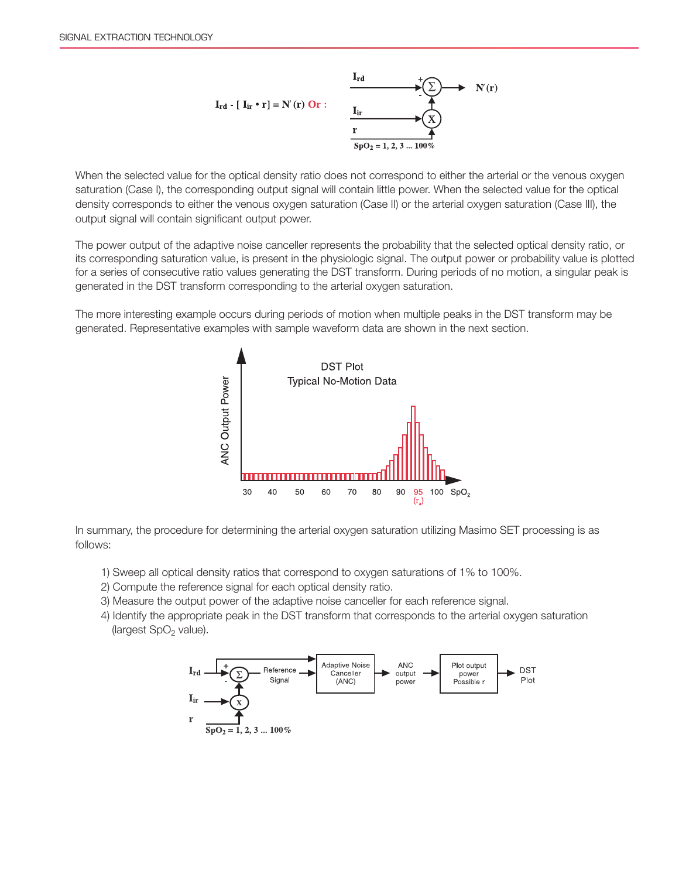$I_{rd}$ - [ $I_{ir}$ • r] = N′ (r) Or :

When the selected value for the optical density ratio does not correspond to either the arterial or the venous oxygen saturation (Case I), the corresponding output signal will contain little power. When the selected value for the optical density corresponds to either the venous oxygen saturation (Case II) or the arterial oxygen saturation (Case III), the output signal will contain significant output power.

The power output of the adaptive noise canceller represents the probability that the selected optical density ratio, or its corresponding saturation value, is present in the physiologic signal. The output power or probability value is plotted for a series of consecutive ratio values generating the DST transform. During periods of no motion, a singular peak is generated in the DST transform corresponding to the arterial oxygen saturation.

The more interesting example occurs during periods of motion when multiple peaks in the DST transform may be generated. Representative examples with sample waveform data are shown in the next section.

In summary, the procedure for determining the arterial oxygen saturation utilizing Masimo SET processing is as follows:

1) Sweep all optical density ratios that correspond to oxygen saturations of 1% to 100%.
2) Compute the reference signal for each optical density ratio.
3) Measure the output power of the adaptive noise canceller for each reference signal.
4) Identify the appropriate peak in the DST transform that corresponds to the arterial oxygen saturation (largest $SpO_2$ value).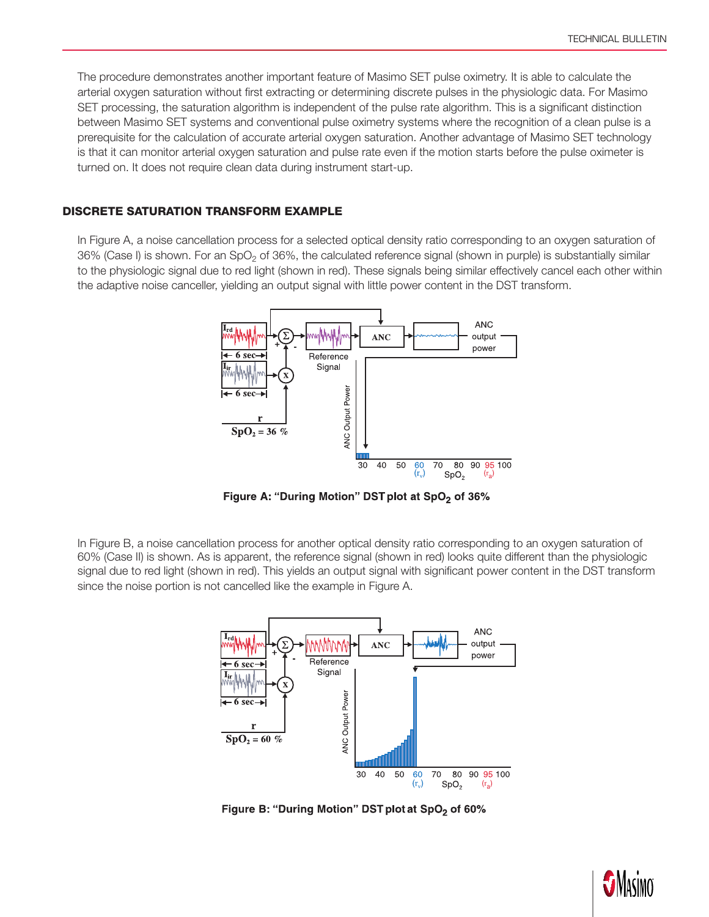The procedure demonstrates another important feature of Masimo SET pulse oximetry. It is able to calculate the arterial oxygen saturation without first extracting or determining discrete pulses in the physiologic data. For Masimo SET processing, the saturation algorithm is independent of the pulse rate algorithm. This is a significant distinction between Masimo SET systems and conventional pulse oximetry systems where the recognition of a clean pulse is a prerequisite for the calculation of accurate arterial oxygen saturation. Another advantage of Masimo SET technology is that it can monitor arterial oxygen saturation and pulse rate even if the motion starts before the pulse oximeter is turned on. It does not require clean data during instrument start-up.

## DISCRETE SATURATION TRANSFORM EXAMPLE

In Figure A, a noise cancellation process for a selected optical density ratio corresponding to an oxygen saturation of 36% (Case I) is shown. For an $SpO_2$ of 36%, the calculated reference signal (shown in purple) is substantially similar to the physiologic signal due to red light (shown in red). These signals being similar effectively cancel each other within the adaptive noise canceller, yielding an output signal with little power content in the DST transform.

**Figure A: "During Motion" DST plot at $SpO_2$ of 36%**

In Figure B, a noise cancellation process for another optical density ratio corresponding to an oxygen saturation of 60% (Case II) is shown. As is apparent, the reference signal (shown in red) looks quite different than the physiologic signal due to red light (shown in red). This yields an output signal with significant power content in the DST transform since the noise portion is not cancelled like the example in Figure A.

**Figure B: "During Motion" DST plot at $SpO_2$ of 60%**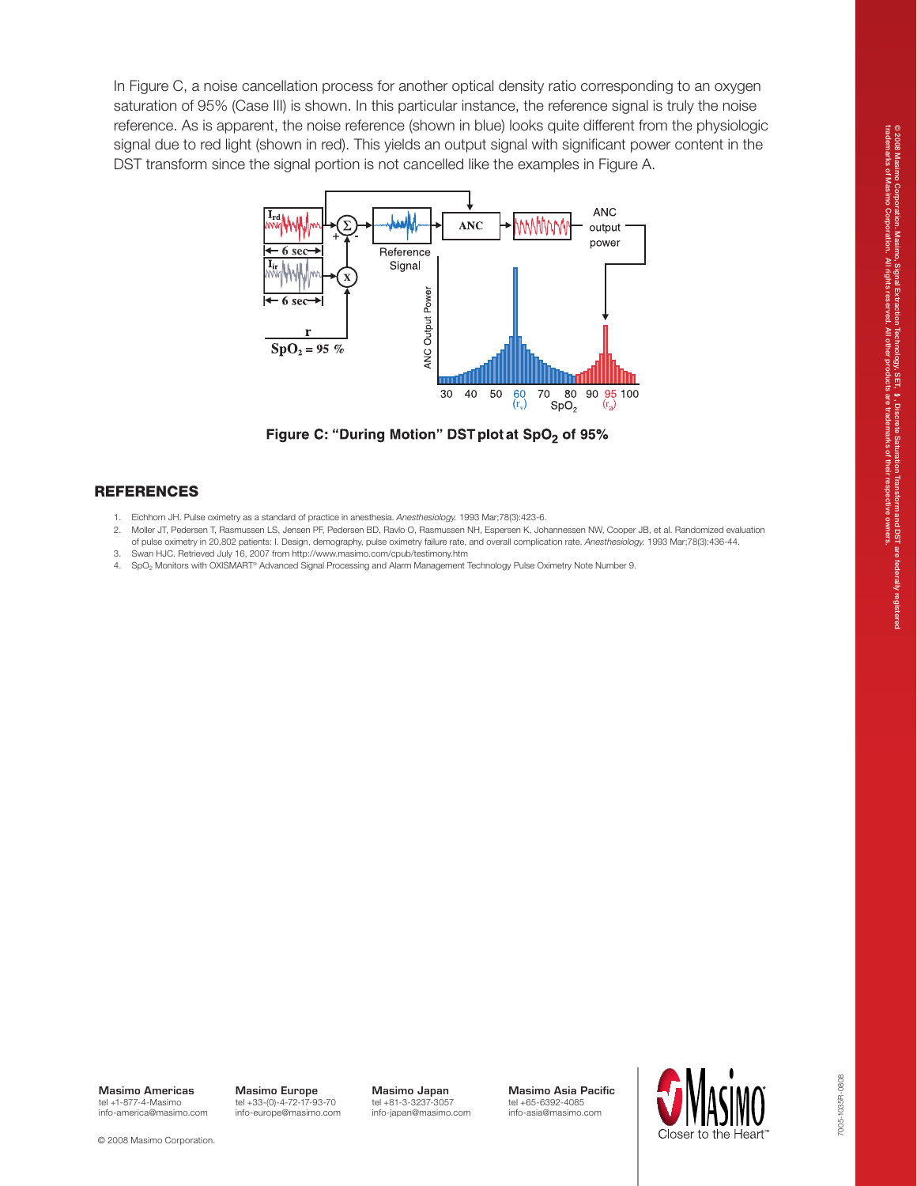In Figure C, a noise cancellation process for another optical density ratio corresponding to an oxygen saturation of 95% (Case III) is shown. In this particular instance, the reference signal is truly the noise reference. As is apparent, the noise reference (shown in blue) looks quite different from the physiologic signal due to red light (shown in red). This yields an output signal with significant power content in the DST transform since the signal portion is not cancelled like the examples in Figure A.

$I_{rd}$

6 sec

$I_{ir}$

6 sec

r

$SpO_2$ = 95 %

Σ

X

Reference Signal

ANC

ANC output power

ANC Output Power

30 40 50 60 70 80 90 95 100

($r_v$) $SpO_2$ ($r_a$)

**Figure C: "During Motion" DST plot at $SpO_2$ of 95%**

## REFERENCES

1. Eichhorn JH. Pulse oximetry as a standard of practice in anesthesia. *Anesthesiology.* 1993 Mar;78(3):423-6.
2. Moller JT, Pedersen T, Rasmussen LS, Jensen PF, Pedersen BD, Ravlo O, Rasmussen NH, Espersen K, Johannessen NW, Cooper JB, et al. Randomized evaluation of pulse oximetry in 20,802 patients: I. Design, demography, pulse oximetry failure rate, and overall complication rate. *Anesthesiology.* 1993 Mar;78(3):436-44.
3. Swan HJC. Retrieved July 16, 2007 from http://www.masimo.com/cpub/testimony.htm
4. $SpO_2$ Monitors with OXISMART® Advanced Signal Processing and Alarm Management Technology Pulse Oximetry Note Number 9.

**Masimo Americas**
tel +1-877-4-Masimo
info-america@masimo.com

**Masimo Europe**
tel +33-(0)-4-72-17-93-70
info-europe@masimo.com

**Masimo Japan**
tel +81-3-3237-3057
info-japan@masimo.com

**Masimo Asia Pacific**
tel +65-6392-4085
info-asia@masimo.com

Masimo Closer to the Heart™

© 2008 Masimo Corporation.

© 2008 Masimo Corporation. Masimo, Signal Extraction Technology, SET, Discrete Saturation Transform and DST are federally registered trademarks of Masimo Corporation. All rights reserved. All other products are trademarks of their respective owners.

7005-1035R-0808